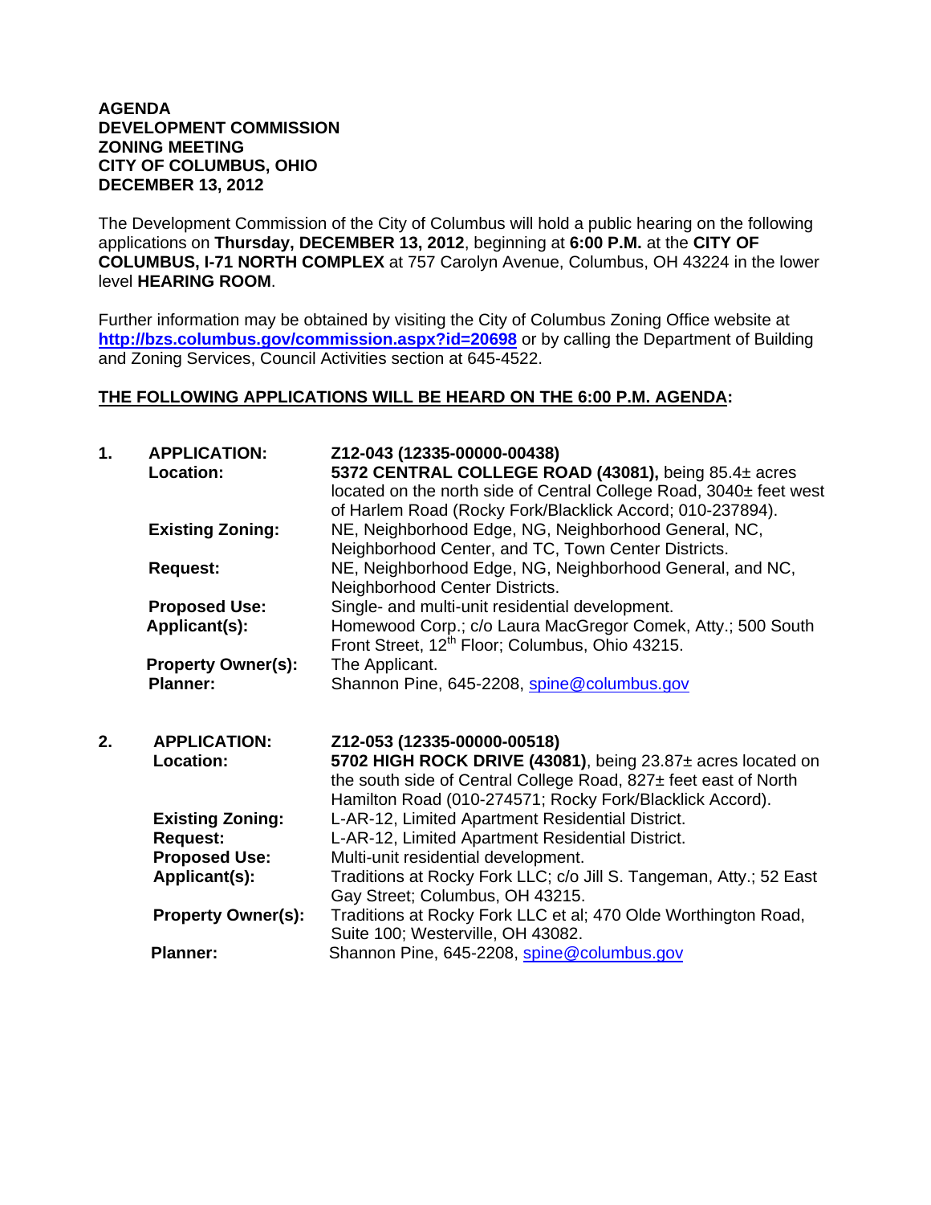**AGENDA**
**DEVELOPMENT COMMISSION**
**ZONING MEETING**
**CITY OF COLUMBUS, OHIO**
**DECEMBER 13, 2012**

The Development Commission of the City of Columbus will hold a public hearing on the following applications on **Thursday, DECEMBER 13, 2012**, beginning at **6:00 P.M.** at the **CITY OF COLUMBUS, I-71 NORTH COMPLEX** at 757 Carolyn Avenue, Columbus, OH 43224 in the lower level **HEARING ROOM**.

Further information may be obtained by visiting the City of Columbus Zoning Office website at **http://bzs.columbus.gov/commission.aspx?id=20698** or by calling the Department of Building and Zoning Services, Council Activities section at 645-4522.

**THE FOLLOWING APPLICATIONS WILL BE HEARD ON THE 6:00 P.M. AGENDA:**

| | | |
|---|---|---|
| **1.** | **APPLICATION:** | **Z12-043 (12335-00000-00438)** |
| | **Location:** | **5372 CENTRAL COLLEGE ROAD (43081),** being 85.4± acres located on the north side of Central College Road, 3040± feet west of Harlem Road (Rocky Fork/Blacklick Accord; 010-237894). |
| | **Existing Zoning:** | NE, Neighborhood Edge, NG, Neighborhood General, NC, Neighborhood Center, and TC, Town Center Districts. |
| | **Request:** | NE, Neighborhood Edge, NG, Neighborhood General, and NC, Neighborhood Center Districts. |
| | **Proposed Use:** | Single- and multi-unit residential development. |
| | **Applicant(s):** | Homewood Corp.; c/o Laura MacGregor Comek, Atty.; 500 South Front Street, 12th Floor; Columbus, Ohio 43215. |
| | **Property Owner(s):** | The Applicant. |
| | **Planner:** | Shannon Pine, 645-2208, spine@columbus.gov |
| **2.** | **APPLICATION:** | **Z12-053 (12335-00000-00518)** |
| | **Location:** | **5702 HIGH ROCK DRIVE (43081)**, being 23.87± acres located on the south side of Central College Road, 827± feet east of North Hamilton Road (010-274571; Rocky Fork/Blacklick Accord). |
| | **Existing Zoning:** | L-AR-12, Limited Apartment Residential District. |
| | **Request:** | L-AR-12, Limited Apartment Residential District. |
| | **Proposed Use:** | Multi-unit residential development. |
| | **Applicant(s):** | Traditions at Rocky Fork LLC; c/o Jill S. Tangeman, Atty.; 52 East Gay Street; Columbus, OH 43215. |
| | **Property Owner(s):** | Traditions at Rocky Fork LLC et al; 470 Olde Worthington Road, Suite 100; Westerville, OH 43082. |
| | **Planner:** | Shannon Pine, 645-2208, spine@columbus.gov |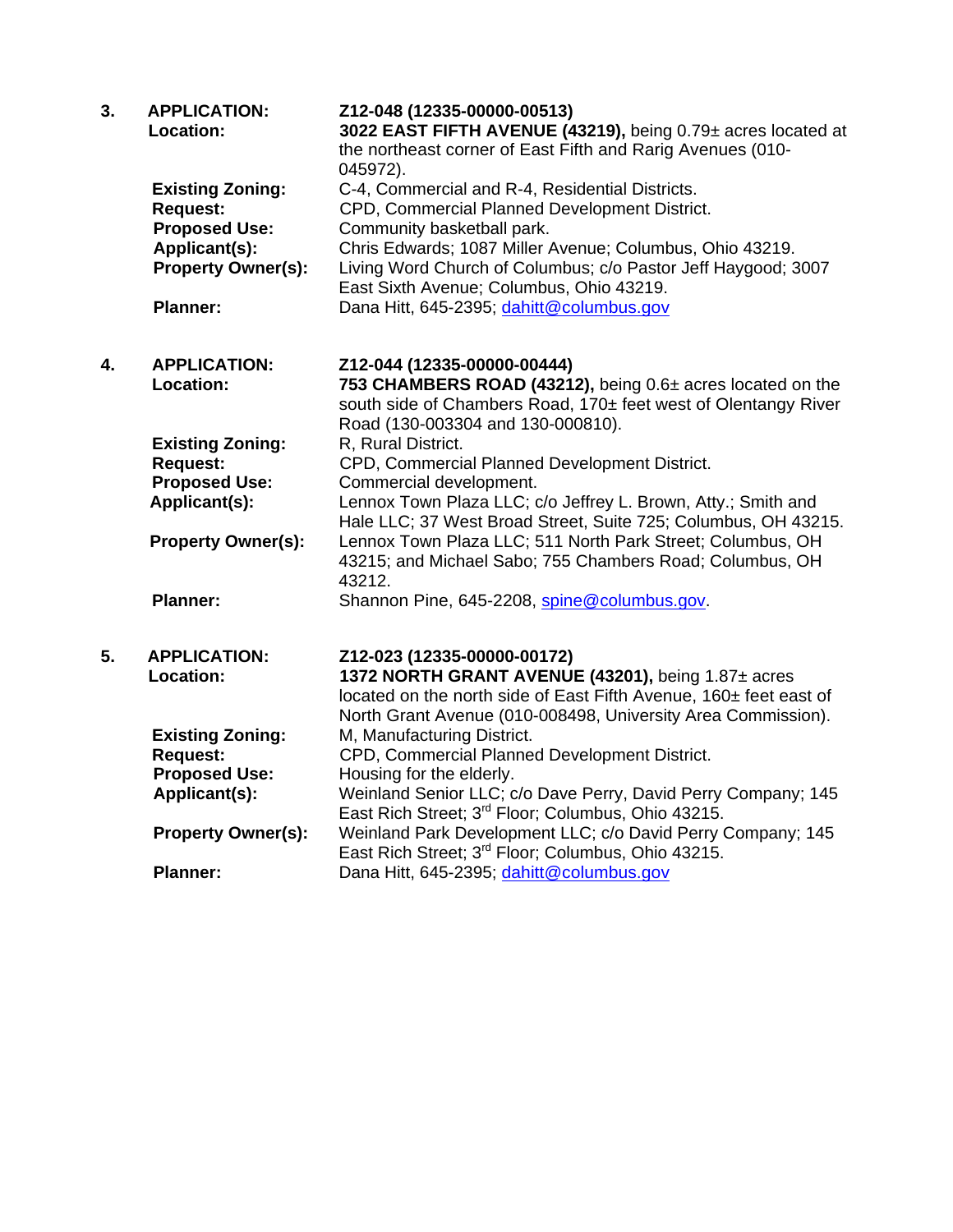3. **APPLICATION:** **Z12-048 (12335-00000-00513)**
   **Location:** **3022 EAST FIFTH AVENUE (43219),** being 0.79± acres located at the northeast corner of East Fifth and Rarig Avenues (010-045972).
   **Existing Zoning:** C-4, Commercial and R-4, Residential Districts.
   **Request:** CPD, Commercial Planned Development District.
   **Proposed Use:** Community basketball park.
   **Applicant(s):** Chris Edwards; 1087 Miller Avenue; Columbus, Ohio 43219.
   **Property Owner(s):** Living Word Church of Columbus; c/o Pastor Jeff Haygood; 3007 East Sixth Avenue; Columbus, Ohio 43219.
   **Planner:** Dana Hitt, 645-2395; dahitt@columbus.gov

4. **APPLICATION:** **Z12-044 (12335-00000-00444)**
   **Location:** **753 CHAMBERS ROAD (43212),** being 0.6± acres located on the south side of Chambers Road, 170± feet west of Olentangy River Road (130-003304 and 130-000810).
   **Existing Zoning:** R, Rural District.
   **Request:** CPD, Commercial Planned Development District.
   **Proposed Use:** Commercial development.
   **Applicant(s):** Lennox Town Plaza LLC; c/o Jeffrey L. Brown, Atty.; Smith and Hale LLC; 37 West Broad Street, Suite 725; Columbus, OH 43215.
   **Property Owner(s):** Lennox Town Plaza LLC; 511 North Park Street; Columbus, OH 43215; and Michael Sabo; 755 Chambers Road; Columbus, OH 43212.
   **Planner:** Shannon Pine, 645-2208, spine@columbus.gov.

5. **APPLICATION:** **Z12-023 (12335-00000-00172)**
   **Location:** **1372 NORTH GRANT AVENUE (43201),** being 1.87± acres located on the north side of East Fifth Avenue, 160± feet east of North Grant Avenue (010-008498, University Area Commission).
   **Existing Zoning:** M, Manufacturing District.
   **Request:** CPD, Commercial Planned Development District.
   **Proposed Use:** Housing for the elderly.
   **Applicant(s):** Weinland Senior LLC; c/o Dave Perry, David Perry Company; 145 East Rich Street; 3rd Floor; Columbus, Ohio 43215.
   **Property Owner(s):** Weinland Park Development LLC; c/o David Perry Company; 145 East Rich Street; 3rd Floor; Columbus, Ohio 43215.
   **Planner:** Dana Hitt, 645-2395; dahitt@columbus.gov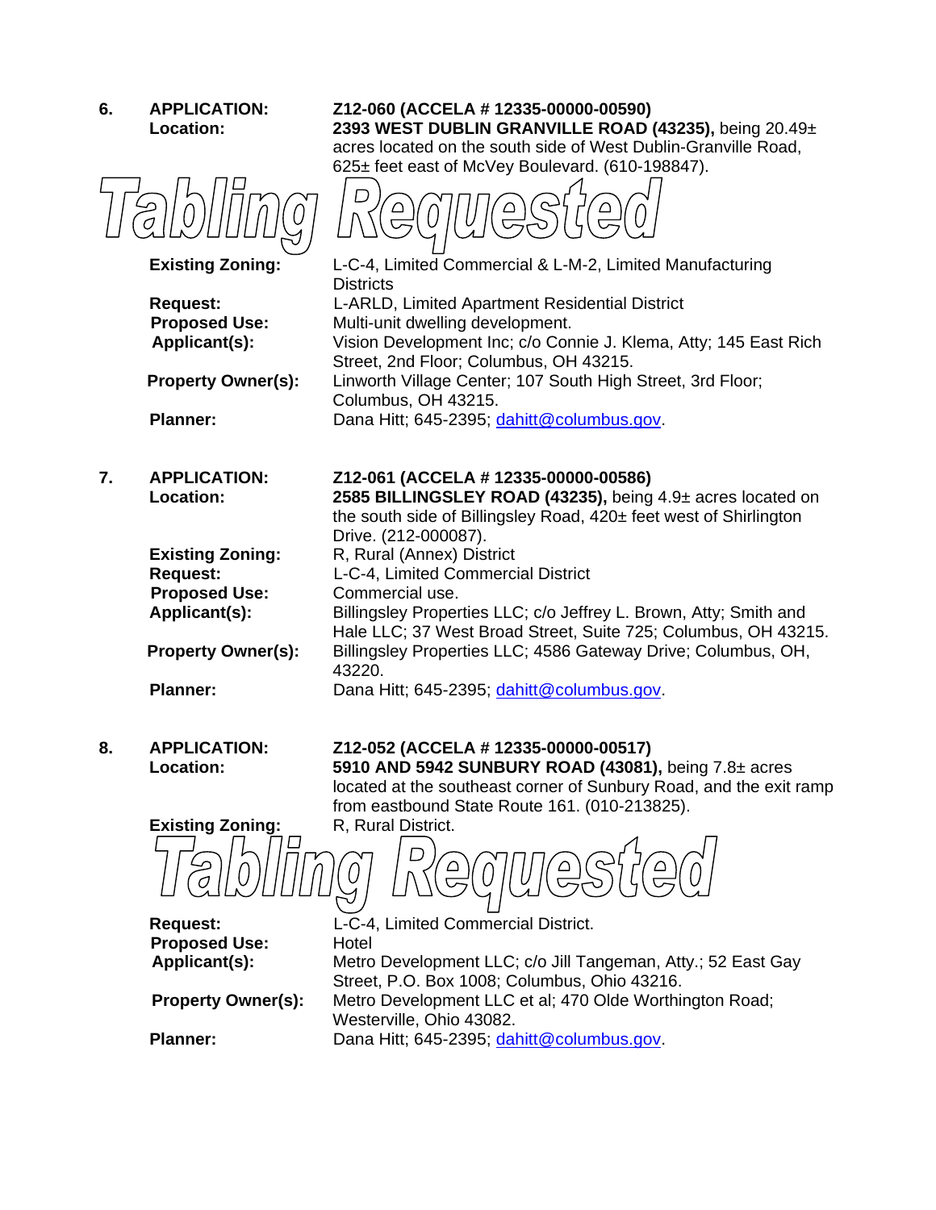**6. APPLICATION:** **Z12-060 (ACCELA # 12335-00000-00590)**
**Location:** **2393 WEST DUBLIN GRANVILLE ROAD (43235),** being 20.49± acres located on the south side of West Dublin-Granville Road, 625± feet east of McVey Boulevard. (610-198847).

***Tabling Requested***

**Existing Zoning:** L-C-4, Limited Commercial & L-M-2, Limited Manufacturing Districts
**Request:** L-ARLD, Limited Apartment Residential District
**Proposed Use:** Multi-unit dwelling development.
**Applicant(s):** Vision Development Inc; c/o Connie J. Klema, Atty; 145 East Rich Street, 2nd Floor; Columbus, OH 43215.
**Property Owner(s):** Linworth Village Center; 107 South High Street, 3rd Floor; Columbus, OH 43215.
**Planner:** Dana Hitt; 645-2395; dahitt@columbus.gov.

**7. APPLICATION:** **Z12-061 (ACCELA # 12335-00000-00586)**
**Location:** **2585 BILLINGSLEY ROAD (43235),** being 4.9± acres located on the south side of Billingsley Road, 420± feet west of Shirlington Drive. (212-000087).
**Existing Zoning:** R, Rural (Annex) District
**Request:** L-C-4, Limited Commercial District
**Proposed Use:** Commercial use.
**Applicant(s):** Billingsley Properties LLC; c/o Jeffrey L. Brown, Atty; Smith and Hale LLC; 37 West Broad Street, Suite 725; Columbus, OH 43215.
**Property Owner(s):** Billingsley Properties LLC; 4586 Gateway Drive; Columbus, OH, 43220.
**Planner:** Dana Hitt; 645-2395; dahitt@columbus.gov.

**8. APPLICATION:** **Z12-052 (ACCELA # 12335-00000-00517)**
**Location:** **5910 AND 5942 SUNBURY ROAD (43081),** being 7.8± acres located at the southeast corner of Sunbury Road, and the exit ramp from eastbound State Route 161. (010-213825).
**Existing Zoning:** R, Rural District.

***Tabling Requested***

**Request:** L-C-4, Limited Commercial District.
**Proposed Use:** Hotel
**Applicant(s):** Metro Development LLC; c/o Jill Tangeman, Atty.; 52 East Gay Street, P.O. Box 1008; Columbus, Ohio 43216.
**Property Owner(s):** Metro Development LLC et al; 470 Olde Worthington Road; Westerville, Ohio 43082.
**Planner:** Dana Hitt; 645-2395; dahitt@columbus.gov.